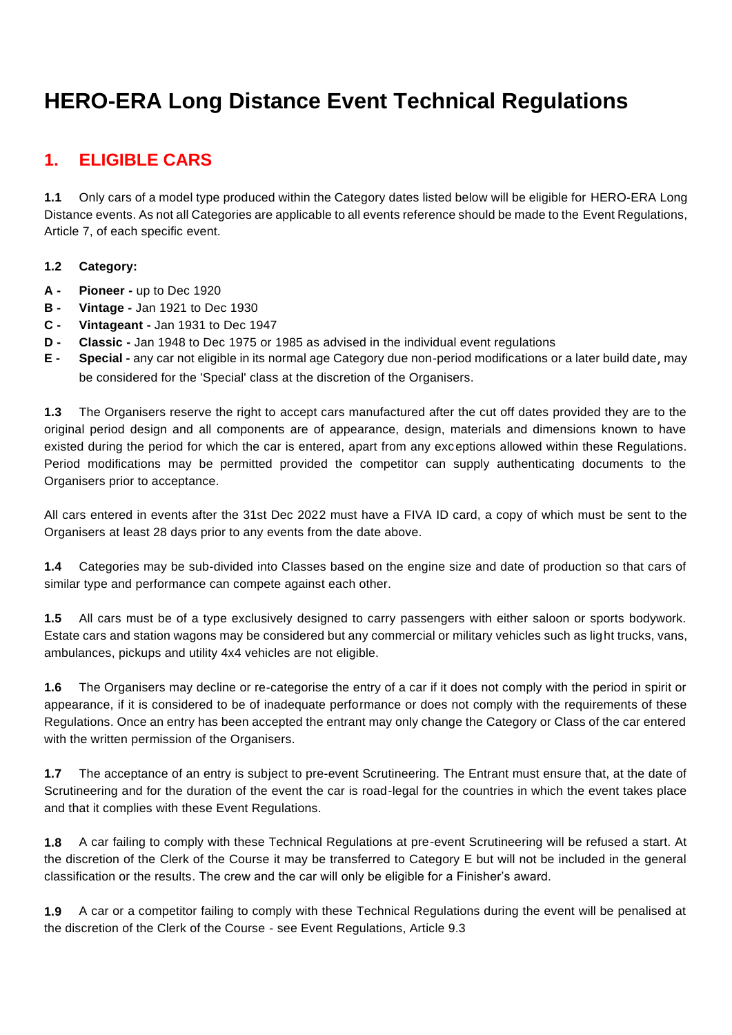# HERO-ERA Long Distance Event Technical Regulations

## 1. ELIGIBLE CARS

**1.1** Only cars of a model type produced within the Category dates listed below will be eligible for HERO-ERA Long Distance events. As not all Categories are applicable to all events reference should be made to the Event Regulations, Article 7, of each specific event.

**1.2 Category:**

- **A - Pioneer -** up to Dec 1920
- **B - Vintage -** Jan 1921 to Dec 1930
- **C - Vintageant -** Jan 1931 to Dec 1947
- **D - Classic -** Jan 1948 to Dec 1975 or 1985 as advised in the individual event regulations
- **E - Special -** any car not eligible in its normal age Category due non-period modifications or a later build date, may be considered for the 'Special' class at the discretion of the Organisers.

**1.3** The Organisers reserve the right to accept cars manufactured after the cut off dates provided they are to the original period design and all components are of appearance, design, materials and dimensions known to have existed during the period for which the car is entered, apart from any exceptions allowed within these Regulations. Period modifications may be permitted provided the competitor can supply authenticating documents to the Organisers prior to acceptance.

All cars entered in events after the 31st Dec 2022 must have a FIVA ID card, a copy of which must be sent to the Organisers at least 28 days prior to any events from the date above.

**1.4** Categories may be sub-divided into Classes based on the engine size and date of production so that cars of similar type and performance can compete against each other.

**1.5** All cars must be of a type exclusively designed to carry passengers with either saloon or sports bodywork. Estate cars and station wagons may be considered but any commercial or military vehicles such as light trucks, vans, ambulances, pickups and utility 4x4 vehicles are not eligible.

**1.6** The Organisers may decline or re-categorise the entry of a car if it does not comply with the period in spirit or appearance, if it is considered to be of inadequate performance or does not comply with the requirements of these Regulations. Once an entry has been accepted the entrant may only change the Category or Class of the car entered with the written permission of the Organisers.

**1.7** The acceptance of an entry is subject to pre-event Scrutineering. The Entrant must ensure that, at the date of Scrutineering and for the duration of the event the car is road-legal for the countries in which the event takes place and that it complies with these Event Regulations.

**1.8** A car failing to comply with these Technical Regulations at pre-event Scrutineering will be refused a start. At the discretion of the Clerk of the Course it may be transferred to Category E but will not be included in the general classification or the results. The crew and the car will only be eligible for a Finisher's award.

**1.9** A car or a competitor failing to comply with these Technical Regulations during the event will be penalised at the discretion of the Clerk of the Course - see Event Regulations, Article 9.3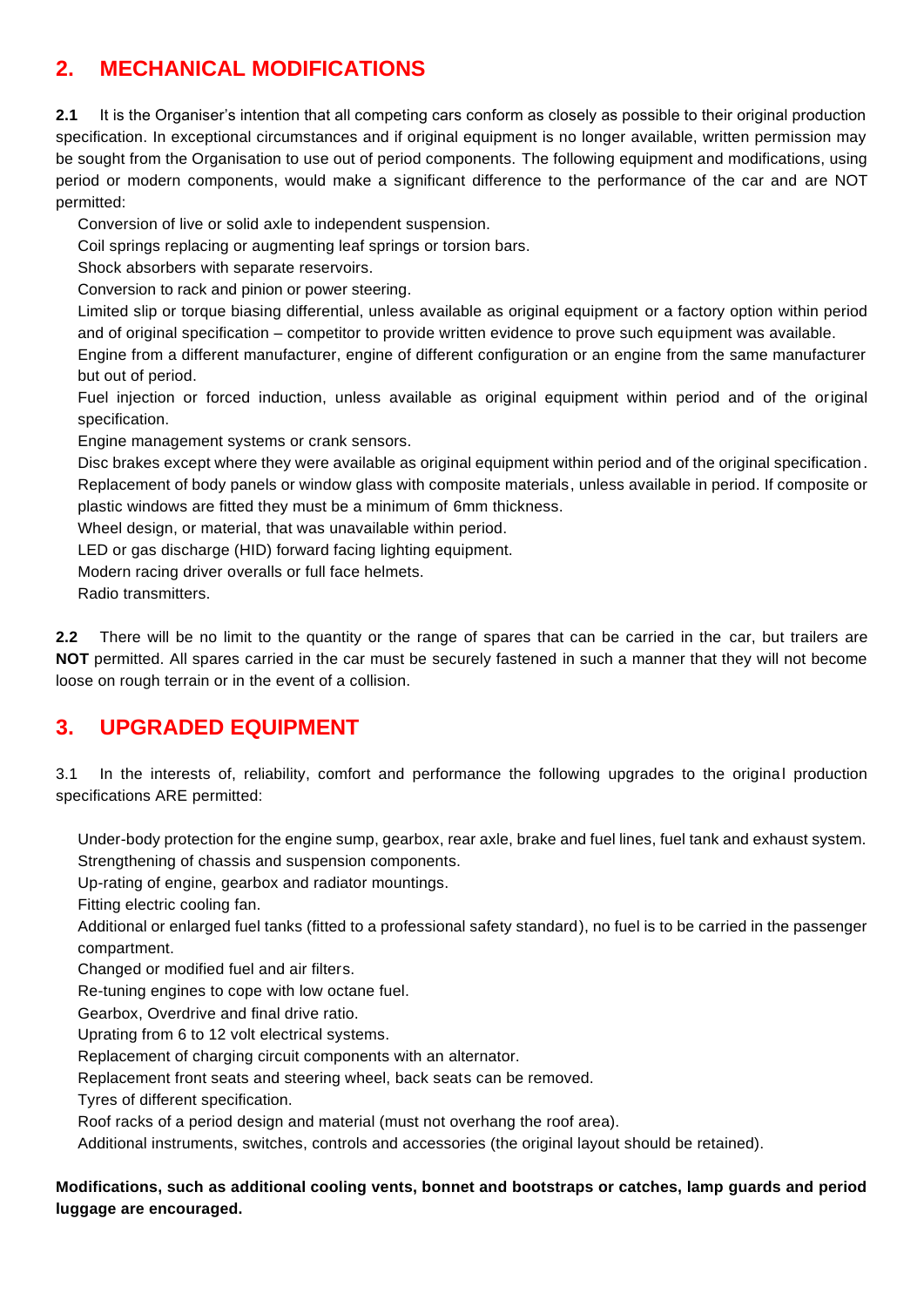## 2. MECHANICAL MODIFICATIONS

**2.1** It is the Organiser's intention that all competing cars conform as closely as possible to their original production specification. In exceptional circumstances and if original equipment is no longer available, written permission may be sought from the Organisation to use out of period components. The following equipment and modifications, using period or modern components, would make a significant difference to the performance of the car and are NOT permitted:

- Conversion of live or solid axle to independent suspension.
- Coil springs replacing or augmenting leaf springs or torsion bars.
- Shock absorbers with separate reservoirs.
- Conversion to rack and pinion or power steering.
- Limited slip or torque biasing differential, unless available as original equipment or a factory option within period and of original specification – competitor to provide written evidence to prove such equipment was available.
- Engine from a different manufacturer, engine of different configuration or an engine from the same manufacturer but out of period.
- Fuel injection or forced induction, unless available as original equipment within period and of the original specification.
- Engine management systems or crank sensors.
- Disc brakes except where they were available as original equipment within period and of the original specification.
- Replacement of body panels or window glass with composite materials, unless available in period. If composite or plastic windows are fitted they must be a minimum of 6mm thickness.
- Wheel design, or material, that was unavailable within period.
- LED or gas discharge (HID) forward facing lighting equipment.
- Modern racing driver overalls or full face helmets.
- Radio transmitters.

**2.2** There will be no limit to the quantity or the range of spares that can be carried in the car, but trailers are **NOT** permitted. All spares carried in the car must be securely fastened in such a manner that they will not become loose on rough terrain or in the event of a collision.

## 3. UPGRADED EQUIPMENT

3.1 In the interests of, reliability, comfort and performance the following upgrades to the original production specifications ARE permitted:

- Under-body protection for the engine sump, gearbox, rear axle, brake and fuel lines, fuel tank and exhaust system.
- Strengthening of chassis and suspension components.
- Up-rating of engine, gearbox and radiator mountings.
- Fitting electric cooling fan.
- Additional or enlarged fuel tanks (fitted to a professional safety standard), no fuel is to be carried in the passenger compartment.
- Changed or modified fuel and air filters.
- Re-tuning engines to cope with low octane fuel.
- Gearbox, Overdrive and final drive ratio.
- Uprating from 6 to 12 volt electrical systems.
- Replacement of charging circuit components with an alternator.
- Replacement front seats and steering wheel, back seats can be removed.
- Tyres of different specification.
- Roof racks of a period design and material (must not overhang the roof area).
- Additional instruments, switches, controls and accessories (the original layout should be retained).

**Modifications, such as additional cooling vents, bonnet and bootstraps or catches, lamp guards and period luggage are encouraged.**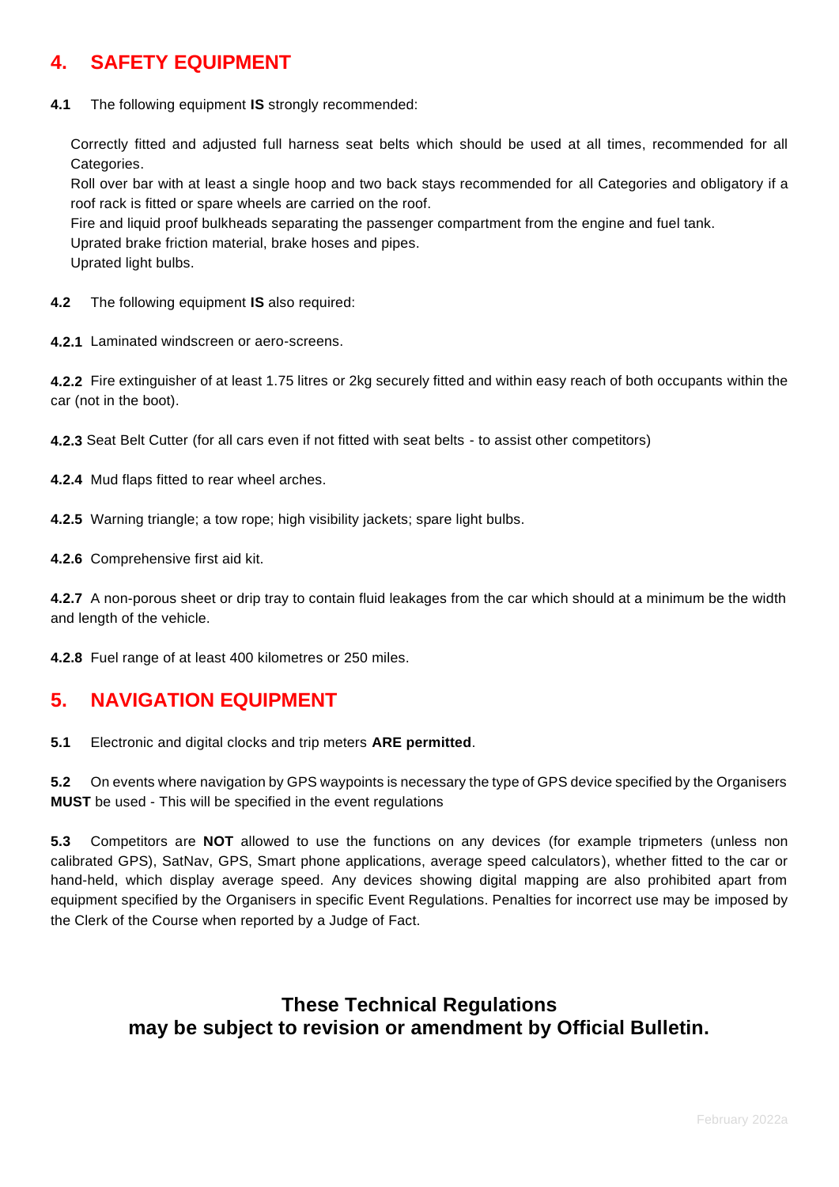## 4. SAFETY EQUIPMENT

**4.1** The following equipment **IS** strongly recommended:

Correctly fitted and adjusted full harness seat belts which should be used at all times, recommended for all Categories.
Roll over bar with at least a single hoop and two back stays recommended for all Categories and obligatory if a roof rack is fitted or spare wheels are carried on the roof.
Fire and liquid proof bulkheads separating the passenger compartment from the engine and fuel tank.
Uprated brake friction material, brake hoses and pipes.
Uprated light bulbs.

**4.2** The following equipment **IS** also required:

**4.2.1** Laminated windscreen or aero-screens.

**4.2.2** Fire extinguisher of at least 1.75 litres or 2kg securely fitted and within easy reach of both occupants within the car (not in the boot).

**4.2.3** Seat Belt Cutter (for all cars even if not fitted with seat belts - to assist other competitors)

**4.2.4** Mud flaps fitted to rear wheel arches.

**4.2.5** Warning triangle; a tow rope; high visibility jackets; spare light bulbs.

**4.2.6** Comprehensive first aid kit.

**4.2.7** A non-porous sheet or drip tray to contain fluid leakages from the car which should at a minimum be the width and length of the vehicle.

**4.2.8** Fuel range of at least 400 kilometres or 250 miles.

## 5. NAVIGATION EQUIPMENT

**5.1** Electronic and digital clocks and trip meters **ARE permitted**.

**5.2** On events where navigation by GPS waypoints is necessary the type of GPS device specified by the Organisers **MUST** be used - This will be specified in the event regulations

**5.3** Competitors are **NOT** allowed to use the functions on any devices (for example tripmeters (unless non calibrated GPS), SatNav, GPS, Smart phone applications, average speed calculators), whether fitted to the car or hand-held, which display average speed. Any devices showing digital mapping are also prohibited apart from equipment specified by the Organisers in specific Event Regulations. Penalties for incorrect use may be imposed by the Clerk of the Course when reported by a Judge of Fact.

**These Technical Regulations**
**may be subject to revision or amendment by Official Bulletin.**

February 2022a